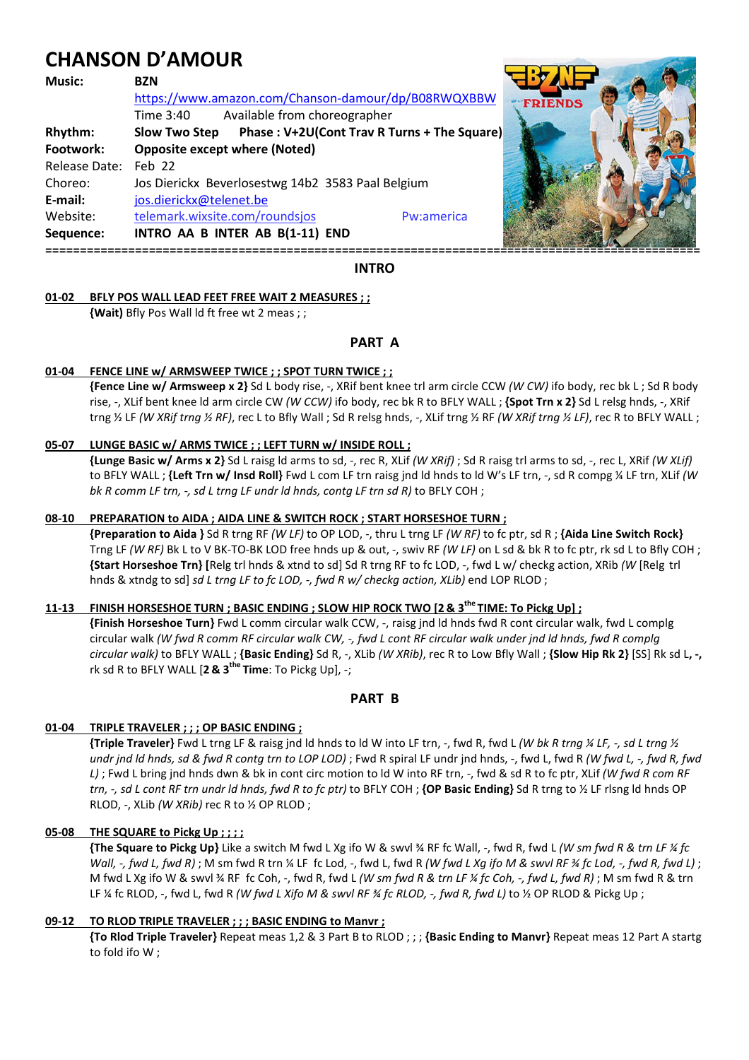# CHANSON D'AMOUR

**Music:** **BZN**
https://www.amazon.com/Chanson-damour/dp/B08RWQXBBW
Time 3:40 Available from choreographer
**Rhythm:** **Slow Two Step** **Phase : V+2U(Cont Trav R Turns + The Square)**
**Footwork:** **Opposite except where (Noted)**
Release Date: Feb 22
Choreo: Jos Dierickx Beverlosestwg 14b2 3583 Paal Belgium
**E-mail:** jos.dierickx@telenet.be
Website: telemark.wixsite.com/roundsjos Pw:america
**Sequence:** **INTRO AA B INTER AB B(1-11) END**

==========================================================================================

## INTRO

**01-02 BFLY POS WALL LEAD FEET FREE WAIT 2 MEASURES ; ;**
**{Wait)** Bfly Pos Wall ld ft free wt 2 meas ; ;

## PART A

**01-04 FENCE LINE w/ ARMSWEEP TWICE ; ; SPOT TURN TWICE ; ;**
**{Fence Line w/ Armsweep x 2}** Sd L body rise, -, XRif bent knee trl arm circle CCW *(W CW)* ifo body, rec bk L ; Sd R body rise, -, XLif bent knee ld arm circle CW *(W CCW)* ifo body, rec bk R to BFLY WALL ; **{Spot Trn x 2}** Sd L relsg hnds, -, XRif trng ½ LF *(W XRif trng ½ RF)*, rec L to Bfly Wall ; Sd R relsg hnds, -, XLif trng ½ RF *(W XRif trng ½ LF)*, rec R to BFLY WALL ;

**05-07 LUNGE BASIC w/ ARMS TWICE ; ; LEFT TURN w/ INSIDE ROLL ;**
**{Lunge Basic w/ Arms x 2}** Sd L raisg ld arms to sd, -, rec R, XLif *(W XRif)* ; Sd R raisg trl arms to sd, -, rec L, XRif *(W XLif)* to BFLY WALL ; **{Left Trn w/ Insd Roll}** Fwd L com LF trn raisg jnd ld hnds to ld W's LF trn, -, sd R compg ¼ LF trn, XLif *(W bk R comm LF trn, -, sd L trng LF undr ld hnds, contg LF trn sd R)* to BFLY COH ;

**08-10 PREPARATION to AIDA ; AIDA LINE & SWITCH ROCK ; START HORSESHOE TURN ;**
**{Preparation to Aida }** Sd R trng RF *(W LF)* to OP LOD, -, thru L trng LF *(W RF)* to fc ptr, sd R ; **{Aida Line Switch Rock}** Trng LF *(W RF)* Bk L to V BK-TO-BK LOD free hnds up & out, -, swiv RF *(W LF)* on L sd & bk R to fc ptr, rk sd L to Bfly COH ; **{Start Horseshoe Trn}** [Relg trl hnds & xtnd to sd] Sd R trng RF to fc LOD, -, fwd L w/ checkg action, XRib *(W [Relg trl hnds & xtndg to sd] sd L trng LF to fc LOD, -, fwd R w/ checkg action, XLib)* end LOP RLOD ;

**11-13 FINISH HORSESHOE TURN ; BASIC ENDING ; SLOW HIP ROCK TWO [2 & 3the TIME: To Pickg Up] ;**
**{Finish Horseshoe Turn}** Fwd L comm circular walk CCW, -, raisg jnd ld hnds fwd R cont circular walk, fwd L complg circular walk *(W fwd R comm RF circular walk CW, -, fwd L cont RF circular walk under jnd ld hnds, fwd R complg circular walk)* to BFLY WALL ; **{Basic Ending}** Sd R, -, XLib *(W XRib)*, rec R to Low Bfly Wall ; **{Slow Hip Rk 2}** [SS] Rk sd L**, -,** rk sd R to BFLY WALL [**2 & 3the Time**: To Pickg Up], -;

## PART B

**01-04 TRIPLE TRAVELER ; ; ; OP BASIC ENDING ;**
**{Triple Traveler}** Fwd L trng LF & raisg jnd ld hnds to ld W into LF trn, -, fwd R, fwd L *(W bk R trng ¼ LF, -, sd L trng ½ undr jnd ld hnds, sd & fwd R contg trn to LOP LOD)* ; Fwd R spiral LF undr jnd hnds, -, fwd L, fwd R *(W fwd L, -, fwd R, fwd L)* ; Fwd L bring jnd hnds dwn & bk in cont circ motion to ld W into RF trn, -, fwd & sd R to fc ptr, XLif *(W fwd R com RF trn, -, sd L cont RF trn undr ld hnds, fwd R to fc ptr)* to BFLY COH ; **{OP Basic Ending}** Sd R trng to ½ LF rlsng ld hnds OP RLOD, -, XLib *(W XRib)* rec R to ½ OP RLOD ;

**05-08 THE SQUARE to Pickg Up ; ; ; ;**
**{The Square to Pickg Up}** Like a switch M fwd L Xg ifo W & swvl ¾ RF fc Wall, -, fwd R, fwd L *(W sm fwd R & trn LF ¼ fc Wall, -, fwd L, fwd R)* ; M sm fwd R trn ¼ LF fc Lod, -, fwd L, fwd R *(W fwd L Xg ifo M & swvl RF ¾ fc Lod, -, fwd R, fwd L)* ; M fwd L Xg ifo W & swvl ¾ RF fc Coh, -, fwd R, fwd L *(W sm fwd R & trn LF ¼ fc Coh, -, fwd L, fwd R)* ; M sm fwd R & trn LF ¼ fc RLOD, -, fwd L, fwd R *(W fwd L Xifo M & swvl RF ¾ fc RLOD, -, fwd R, fwd L)* to ½ OP RLOD & Pickg Up ;

**09-12 TO RLOD TRIPLE TRAVELER ; ; ; BASIC ENDING to Manvr ;**
**{To Rlod Triple Traveler}** Repeat meas 1,2 & 3 Part B to RLOD ; ; ; **{Basic Ending to Manvr}** Repeat meas 12 Part A startg to fold ifo W ;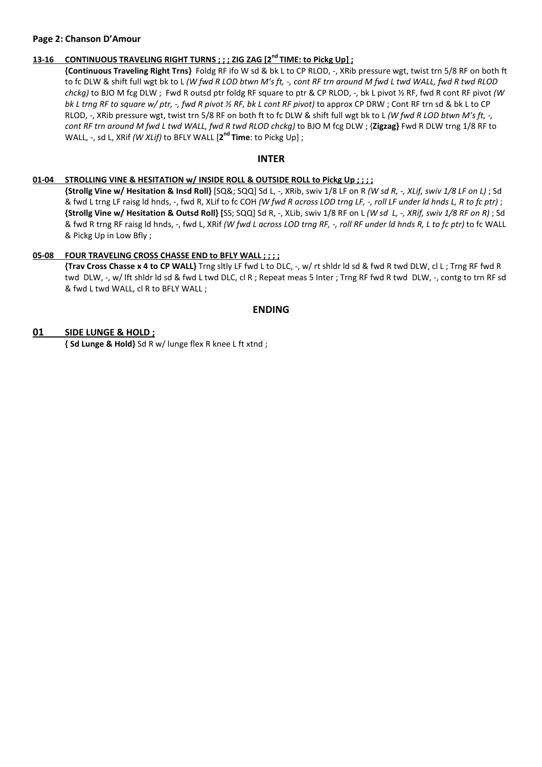**Page 2: Chanson D'Amour**

**13-16 CONTINUOUS TRAVELING RIGHT TURNS ; ; ; ZIG ZAG [2nd TIME: to Pickg Up] ;**

**{Continuous Traveling Right Trns}** Foldg RF ifo W sd & bk L to CP RLOD, -, XRib pressure wgt, twist trn 5/8 RF on both ft to fc DLW & shift full wgt bk to L *(W fwd R LOD btwn M's ft, -, cont RF trn around M fwd L twd WALL, fwd R twd RLOD chckg)* to BJO M fcg DLW ; Fwd R outsd ptr foldg RF square to ptr & CP RLOD, -, bk L pivot ½ RF, fwd R cont RF pivot *(W bk L trng RF to square w/ ptr, -, fwd R pivot ½ RF, bk L cont RF pivot)* to approx CP DRW ; Cont RF trn sd & bk L to CP RLOD, -, XRib pressure wgt, twist trn 5/8 RF on both ft to fc DLW & shift full wgt bk to L *(W fwd R LOD btwn M's ft, -, cont RF trn around M fwd L twd WALL, fwd R twd RLOD chckg)* to BJO M fcg DLW ; {**Zigzag}** Fwd R DLW trng 1/8 RF to WALL, -, sd L, XRif *(W XLif)* to BFLY WALL [**2nd Time**: to Pickg Up] ;

## INTER

**01-04 STROLLING VINE & HESITATION w/ INSIDE ROLL & OUTSIDE ROLL to Pickg Up ; ; ; ;**

**{Strollg Vine w/ Hesitation & Insd Roll}** [SQ&; SQQ] Sd L, -, XRib, swiv 1/8 LF on R *(W sd R, -, XLif, swiv 1/8 LF on L)* ; Sd & fwd L trng LF raisg ld hnds, -, fwd R, XLif to fc COH *(W fwd R across LOD trng LF, -, roll LF under ld hnds L, R to fc ptr)* ; **{Strollg Vine w/ Hesitation & Outsd Roll} [**SS; SQQ] Sd R, -, XLib, swiv 1/8 RF on L *(W sd L, -, XRif, swiv 1/8 RF on R)* ; Sd & fwd R trng RF raisg ld hnds, -, fwd L, XRif *(W fwd L across LOD trng RF, -, roll RF under ld hnds R, L to fc ptr)* to fc WALL & Pickg Up in Low Bfly ;

**05-08 FOUR TRAVELING CROSS CHASSE END to BFLY WALL ; ; ; ;**

**{Trav Cross Chasse x 4 to CP WALL}** Trng sltly LF fwd L to DLC, -, w/ rt shldr ld sd & fwd R twd DLW, cl L ; Trng RF fwd R twd DLW, -, w/ lft shldr ld sd & fwd L twd DLC, cl R ; Repeat meas 5 Inter ; Trng RF fwd R twd DLW, -, contg to trn RF sd & fwd L twd WALL, cl R to BFLY WALL ;

## ENDING

**01 SIDE LUNGE & HOLD ;**

**{ Sd Lunge & Hold}** Sd R w/ lunge flex R knee L ft xtnd ;